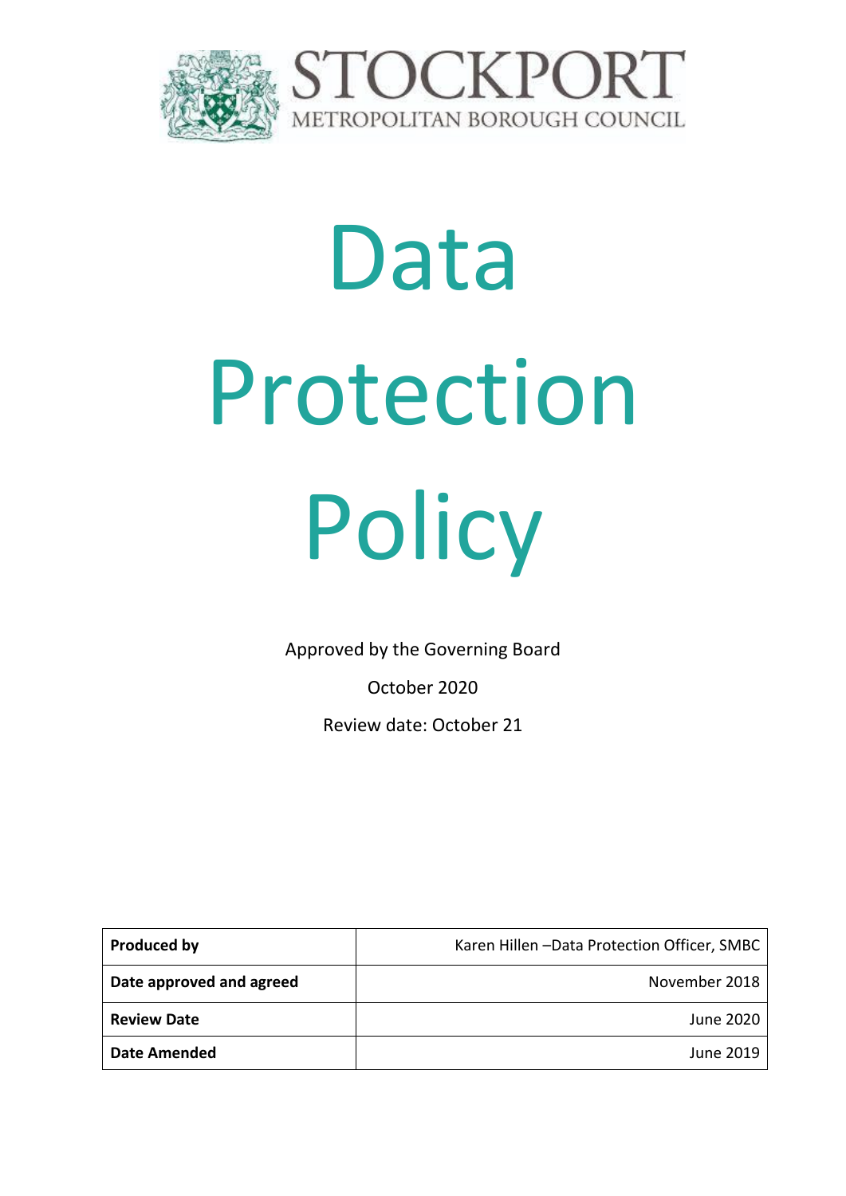STOCKPORT

METROPOLITAN BOROUGH COUNCIL

# Data Protection Policy

Approved by the Governing Board

October 2020

Review date: October 21

| | |
|---|---|
| **Produced by** | Karen Hillen –Data Protection Officer, SMBC |
| **Date approved and agreed** | November 2018 |
| **Review Date** | June 2020 |
| **Date Amended** | June 2019 |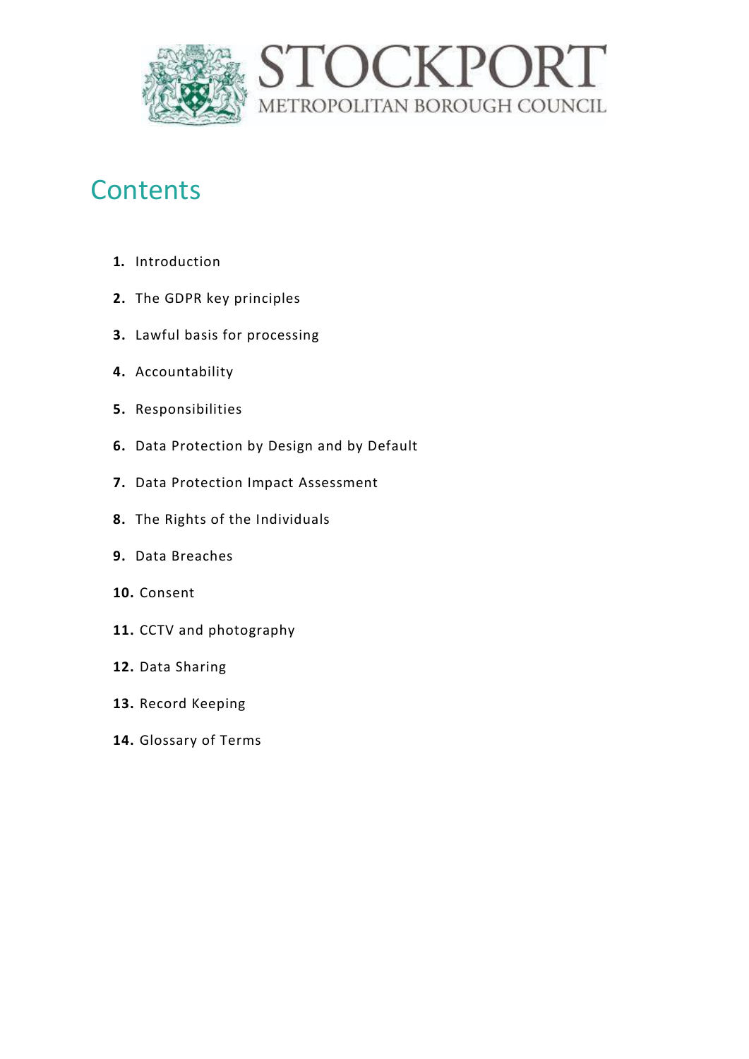STOCKPORT
METROPOLITAN BOROUGH COUNCIL

# Contents

1. Introduction
2. The GDPR key principles
3. Lawful basis for processing
4. Accountability
5. Responsibilities
6. Data Protection by Design and by Default
7. Data Protection Impact Assessment
8. The Rights of the Individuals
9. Data Breaches
10. Consent
11. CCTV and photography
12. Data Sharing
13. Record Keeping
14. Glossary of Terms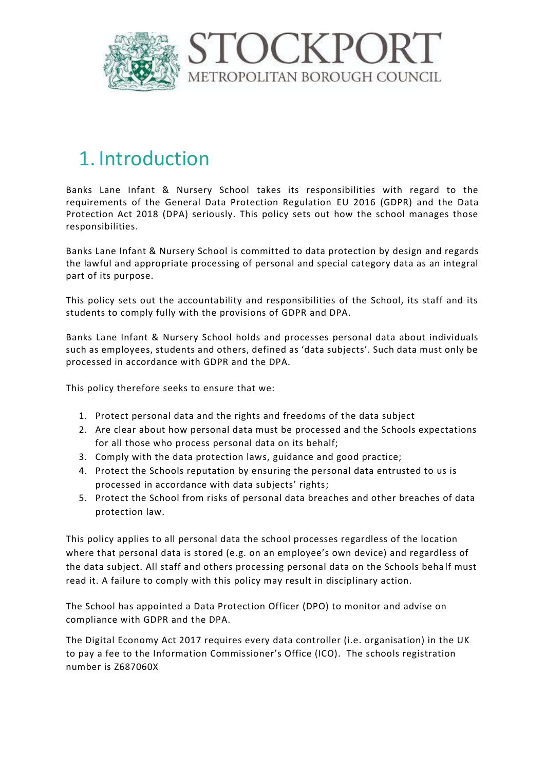# 1. Introduction

Banks Lane Infant & Nursery School takes its responsibilities with regard to the requirements of the General Data Protection Regulation EU 2016 (GDPR) and the Data Protection Act 2018 (DPA) seriously. This policy sets out how the school manages those responsibilities.

Banks Lane Infant & Nursery School is committed to data protection by design and regards the lawful and appropriate processing of personal and special category data as an integral part of its purpose.

This policy sets out the accountability and responsibilities of the School, its staff and its students to comply fully with the provisions of GDPR and DPA.

Banks Lane Infant & Nursery School holds and processes personal data about individuals such as employees, students and others, defined as 'data subjects'. Such data must only be processed in accordance with GDPR and the DPA.

This policy therefore seeks to ensure that we:

1. Protect personal data and the rights and freedoms of the data subject
2. Are clear about how personal data must be processed and the Schools expectations for all those who process personal data on its behalf;
3. Comply with the data protection laws, guidance and good practice;
4. Protect the Schools reputation by ensuring the personal data entrusted to us is processed in accordance with data subjects' rights;
5. Protect the School from risks of personal data breaches and other breaches of data protection law.

This policy applies to all personal data the school processes regardless of the location where that personal data is stored (e.g. on an employee's own device) and regardless of the data subject. All staff and others processing personal data on the Schools behalf must read it. A failure to comply with this policy may result in disciplinary action.

The School has appointed a Data Protection Officer (DPO) to monitor and advise on compliance with GDPR and the DPA.

The Digital Economy Act 2017 requires every data controller (i.e. organisation) in the UK to pay a fee to the Information Commissioner's Office (ICO). The schools registration number is Z687060X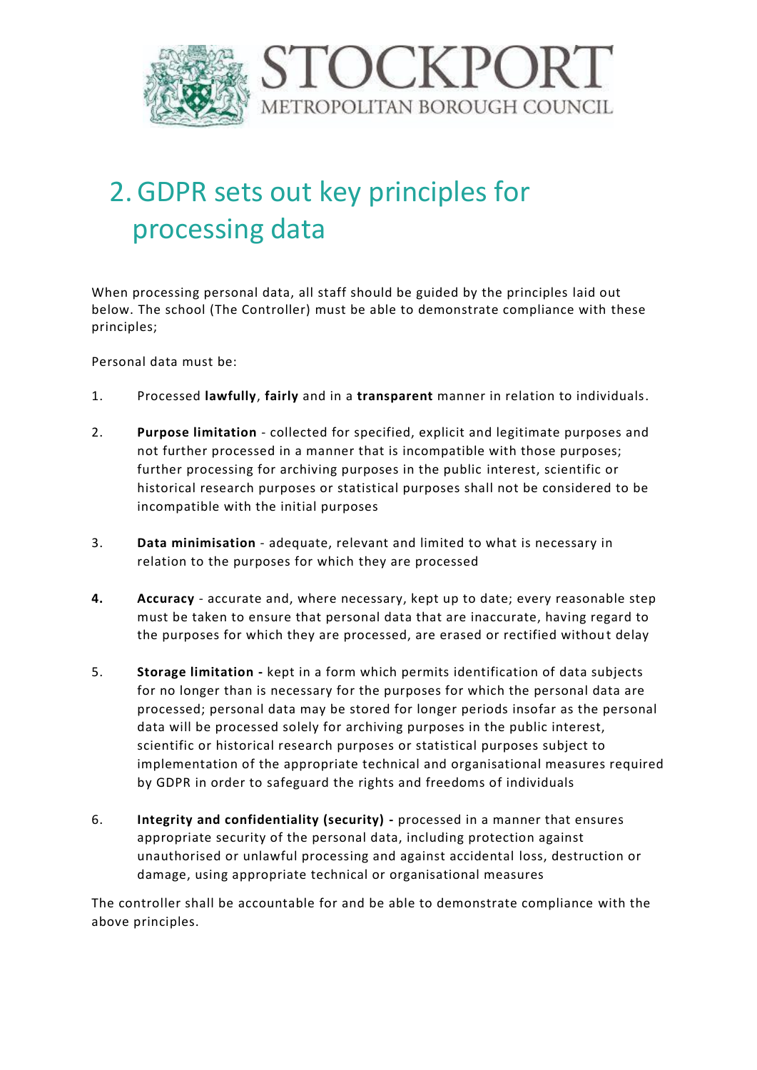# 2. GDPR sets out key principles for processing data

When processing personal data, all staff should be guided by the principles laid out below. The school (The Controller) must be able to demonstrate compliance with these principles;

Personal data must be:

1. Processed **lawfully**, **fairly** and in a **transparent** manner in relation to individuals.

2. **Purpose limitation** - collected for specified, explicit and legitimate purposes and not further processed in a manner that is incompatible with those purposes; further processing for archiving purposes in the public interest, scientific or historical research purposes or statistical purposes shall not be considered to be incompatible with the initial purposes

3. **Data minimisation** - adequate, relevant and limited to what is necessary in relation to the purposes for which they are processed

4. **Accuracy** - accurate and, where necessary, kept up to date; every reasonable step must be taken to ensure that personal data that are inaccurate, having regard to the purposes for which they are processed, are erased or rectified without delay

5. **Storage limitation -** kept in a form which permits identification of data subjects for no longer than is necessary for the purposes for which the personal data are processed; personal data may be stored for longer periods insofar as the personal data will be processed solely for archiving purposes in the public interest, scientific or historical research purposes or statistical purposes subject to implementation of the appropriate technical and organisational measures required by GDPR in order to safeguard the rights and freedoms of individuals

6. **Integrity and confidentiality (security) -** processed in a manner that ensures appropriate security of the personal data, including protection against unauthorised or unlawful processing and against accidental loss, destruction or damage, using appropriate technical or organisational measures

The controller shall be accountable for and be able to demonstrate compliance with the above principles.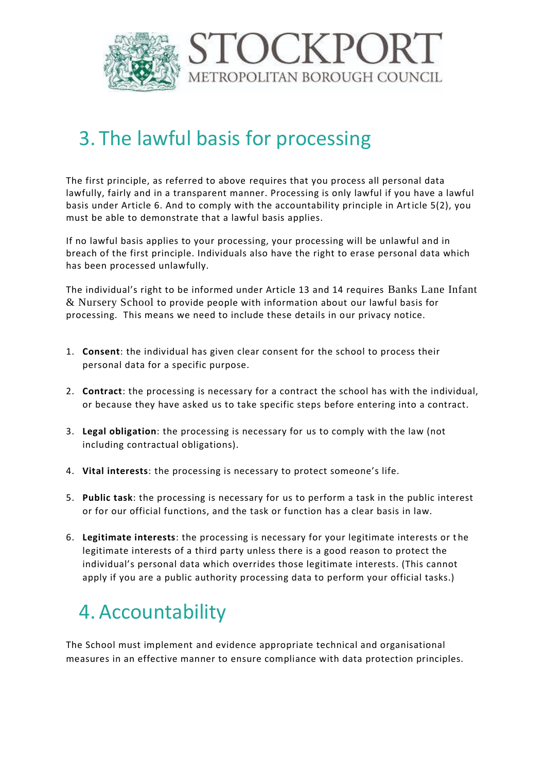# 3. The lawful basis for processing

The first principle, as referred to above requires that you process all personal data lawfully, fairly and in a transparent manner. Processing is only lawful if you have a lawful basis under Article 6. And to comply with the accountability principle in Article 5(2), you must be able to demonstrate that a lawful basis applies.

If no lawful basis applies to your processing, your processing will be unlawful and in breach of the first principle. Individuals also have the right to erase personal data which has been processed unlawfully.

The individual's right to be informed under Article 13 and 14 requires Banks Lane Infant & Nursery School to provide people with information about our lawful basis for processing. This means we need to include these details in our privacy notice.

1. **Consent**: the individual has given clear consent for the school to process their personal data for a specific purpose.
2. **Contract**: the processing is necessary for a contract the school has with the individual, or because they have asked us to take specific steps before entering into a contract.
3. **Legal obligation**: the processing is necessary for us to comply with the law (not including contractual obligations).
4. **Vital interests**: the processing is necessary to protect someone's life.
5. **Public task**: the processing is necessary for us to perform a task in the public interest or for our official functions, and the task or function has a clear basis in law.
6. **Legitimate interests**: the processing is necessary for your legitimate interests or the legitimate interests of a third party unless there is a good reason to protect the individual's personal data which overrides those legitimate interests. (This cannot apply if you are a public authority processing data to perform your official tasks.)

# 4. Accountability

The School must implement and evidence appropriate technical and organisational measures in an effective manner to ensure compliance with data protection principles.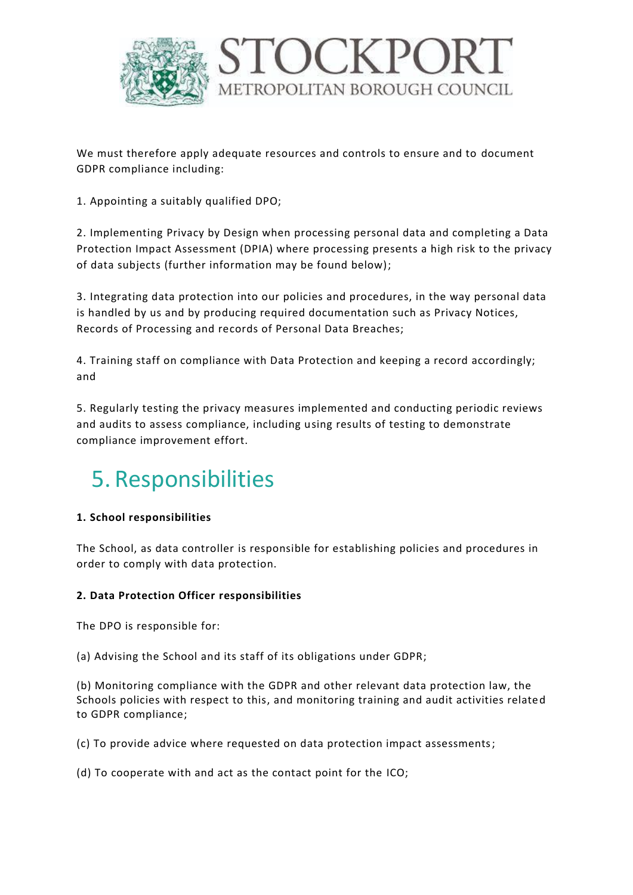We must therefore apply adequate resources and controls to ensure and to document GDPR compliance including:

1. Appointing a suitably qualified DPO;

2. Implementing Privacy by Design when processing personal data and completing a Data Protection Impact Assessment (DPIA) where processing presents a high risk to the privacy of data subjects (further information may be found below);

3. Integrating data protection into our policies and procedures, in the way personal data is handled by us and by producing required documentation such as Privacy Notices, Records of Processing and records of Personal Data Breaches;

4. Training staff on compliance with Data Protection and keeping a record accordingly; and

5. Regularly testing the privacy measures implemented and conducting periodic reviews and audits to assess compliance, including using results of testing to demonstrate compliance improvement effort.

# 5. Responsibilities

**1. School responsibilities**

The School, as data controller is responsible for establishing policies and procedures in order to comply with data protection.

**2. Data Protection Officer responsibilities**

The DPO is responsible for:

(a) Advising the School and its staff of its obligations under GDPR;

(b) Monitoring compliance with the GDPR and other relevant data protection law, the Schools policies with respect to this, and monitoring training and audit activities related to GDPR compliance;

(c) To provide advice where requested on data protection impact assessments;

(d) To cooperate with and act as the contact point for the ICO;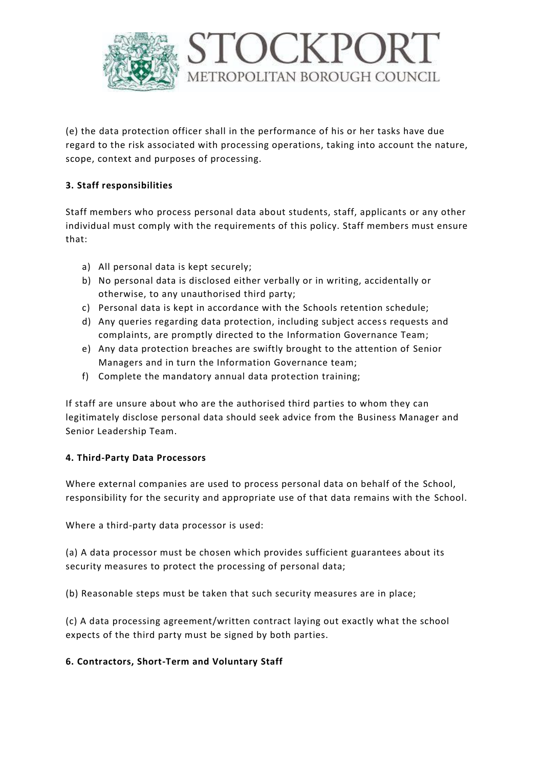(e) the data protection officer shall in the performance of his or her tasks have due regard to the risk associated with processing operations, taking into account the nature, scope, context and purposes of processing.

**3. Staff responsibilities**

Staff members who process personal data about students, staff, applicants or any other individual must comply with the requirements of this policy. Staff members must ensure that:

a) All personal data is kept securely;
b) No personal data is disclosed either verbally or in writing, accidentally or otherwise, to any unauthorised third party;
c) Personal data is kept in accordance with the Schools retention schedule;
d) Any queries regarding data protection, including subject access requests and complaints, are promptly directed to the Information Governance Team;
e) Any data protection breaches are swiftly brought to the attention of Senior Managers and in turn the Information Governance team;
f) Complete the mandatory annual data protection training;

If staff are unsure about who are the authorised third parties to whom they can legitimately disclose personal data should seek advice from the Business Manager and Senior Leadership Team.

**4. Third-Party Data Processors**

Where external companies are used to process personal data on behalf of the School, responsibility for the security and appropriate use of that data remains with the School.

Where a third-party data processor is used:

(a) A data processor must be chosen which provides sufficient guarantees about its security measures to protect the processing of personal data;

(b) Reasonable steps must be taken that such security measures are in place;

(c) A data processing agreement/written contract laying out exactly what the school expects of the third party must be signed by both parties.

**6. Contractors, Short-Term and Voluntary Staff**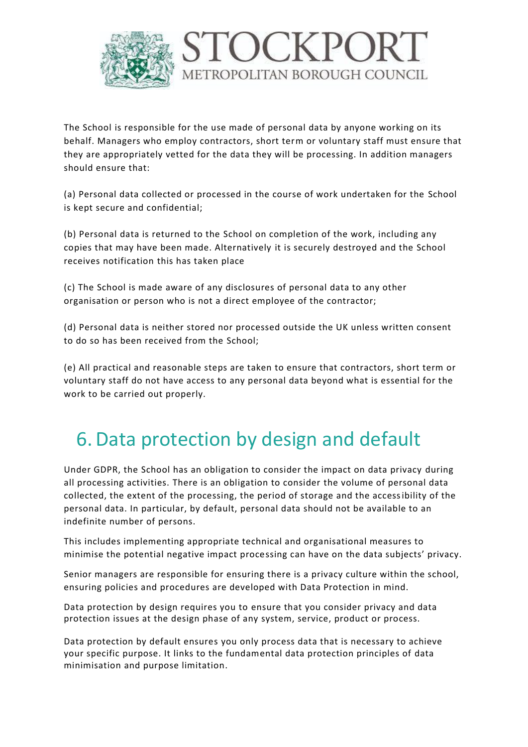The School is responsible for the use made of personal data by anyone working on its behalf. Managers who employ contractors, short term or voluntary staff must ensure that they are appropriately vetted for the data they will be processing. In addition managers should ensure that:

(a) Personal data collected or processed in the course of work undertaken for the School is kept secure and confidential;

(b) Personal data is returned to the School on completion of the work, including any copies that may have been made. Alternatively it is securely destroyed and the School receives notification this has taken place

(c) The School is made aware of any disclosures of personal data to any other organisation or person who is not a direct employee of the contractor;

(d) Personal data is neither stored nor processed outside the UK unless written consent to do so has been received from the School;

(e) All practical and reasonable steps are taken to ensure that contractors, short term or voluntary staff do not have access to any personal data beyond what is essential for the work to be carried out properly.

# 6. Data protection by design and default

Under GDPR, the School has an obligation to consider the impact on data privacy during all processing activities. There is an obligation to consider the volume of personal data collected, the extent of the processing, the period of storage and the accessibility of the personal data. In particular, by default, personal data should not be available to an indefinite number of persons.

This includes implementing appropriate technical and organisational measures to minimise the potential negative impact processing can have on the data subjects' privacy.

Senior managers are responsible for ensuring there is a privacy culture within the school, ensuring policies and procedures are developed with Data Protection in mind.

Data protection by design requires you to ensure that you consider privacy and data protection issues at the design phase of any system, service, product or process.

Data protection by default ensures you only process data that is necessary to achieve your specific purpose. It links to the fundamental data protection principles of data minimisation and purpose limitation.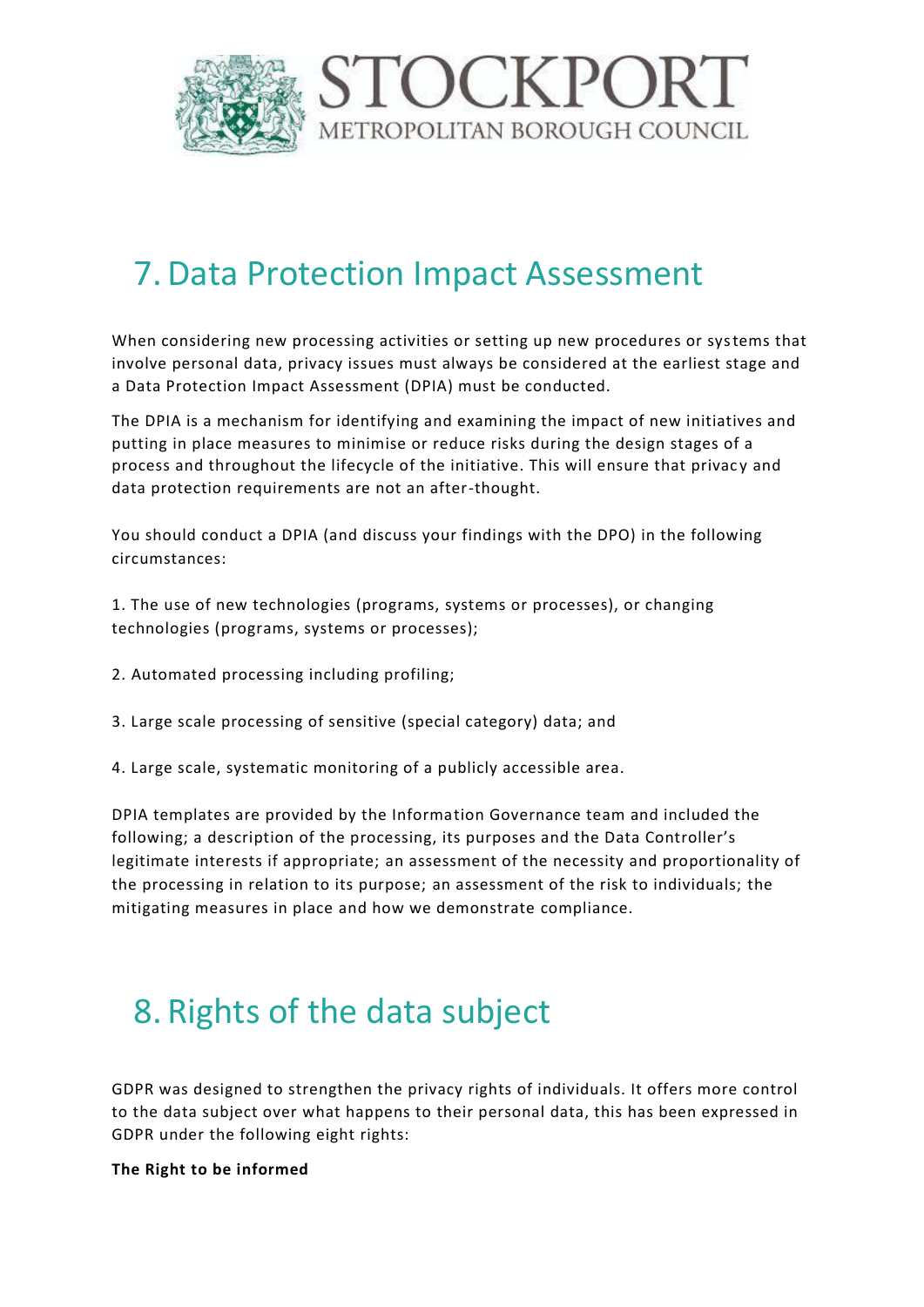# 7. Data Protection Impact Assessment

When considering new processing activities or setting up new procedures or systems that involve personal data, privacy issues must always be considered at the earliest stage and a Data Protection Impact Assessment (DPIA) must be conducted.

The DPIA is a mechanism for identifying and examining the impact of new initiatives and putting in place measures to minimise or reduce risks during the design stages of a process and throughout the lifecycle of the initiative. This will ensure that privacy and data protection requirements are not an after-thought.

You should conduct a DPIA (and discuss your findings with the DPO) in the following circumstances:

1. The use of new technologies (programs, systems or processes), or changing technologies (programs, systems or processes);

2. Automated processing including profiling;

3. Large scale processing of sensitive (special category) data; and

4. Large scale, systematic monitoring of a publicly accessible area.

DPIA templates are provided by the Information Governance team and included the following; a description of the processing, its purposes and the Data Controller's legitimate interests if appropriate; an assessment of the necessity and proportionality of the processing in relation to its purpose; an assessment of the risk to individuals; the mitigating measures in place and how we demonstrate compliance.

# 8. Rights of the data subject

GDPR was designed to strengthen the privacy rights of individuals. It offers more control to the data subject over what happens to their personal data, this has been expressed in GDPR under the following eight rights:

**The Right to be informed**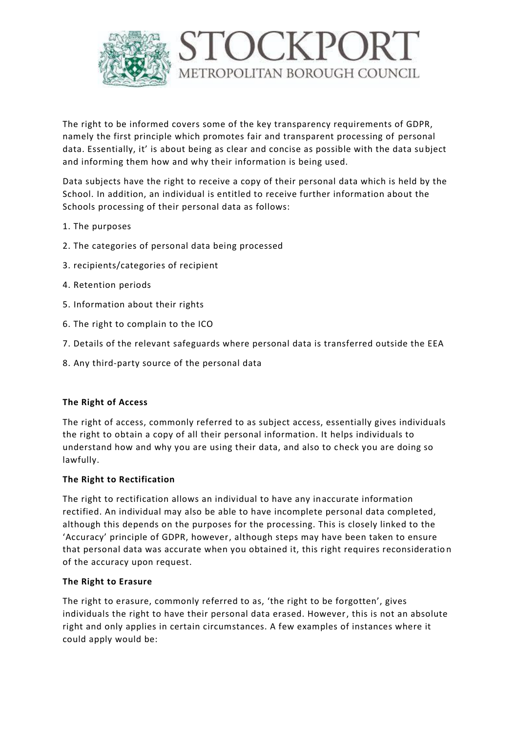The right to be informed covers some of the key transparency requirements of GDPR, namely the first principle which promotes fair and transparent processing of personal data. Essentially, it' is about being as clear and concise as possible with the data subject and informing them how and why their information is being used.

Data subjects have the right to receive a copy of their personal data which is held by the School. In addition, an individual is entitled to receive further information about the Schools processing of their personal data as follows:

1. The purposes
2. The categories of personal data being processed
3. recipients/categories of recipient
4. Retention periods
5. Information about their rights
6. The right to complain to the ICO
7. Details of the relevant safeguards where personal data is transferred outside the EEA
8. Any third-party source of the personal data

**The Right of Access**

The right of access, commonly referred to as subject access, essentially gives individuals the right to obtain a copy of all their personal information. It helps individuals to understand how and why you are using their data, and also to check you are doing so lawfully.

**The Right to Rectification**

The right to rectification allows an individual to have any inaccurate information rectified. An individual may also be able to have incomplete personal data completed, although this depends on the purposes for the processing. This is closely linked to the 'Accuracy' principle of GDPR, however, although steps may have been taken to ensure that personal data was accurate when you obtained it, this right requires reconsideration of the accuracy upon request.

**The Right to Erasure**

The right to erasure, commonly referred to as, 'the right to be forgotten', gives individuals the right to have their personal data erased. However, this is not an absolute right and only applies in certain circumstances. A few examples of instances where it could apply would be: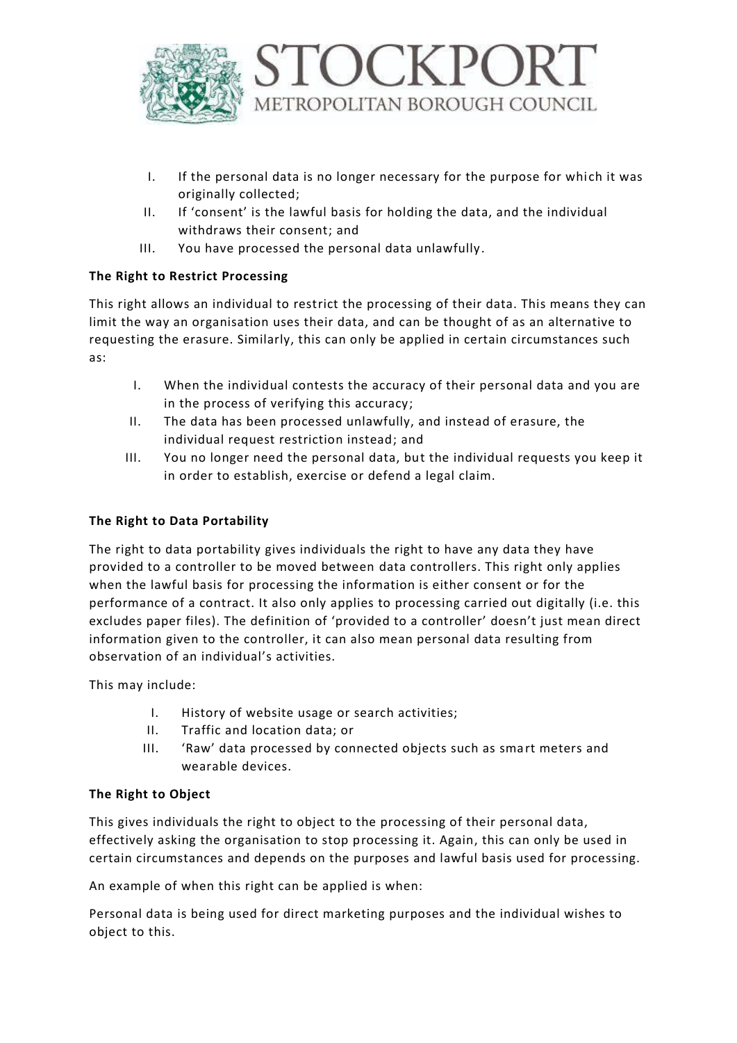I. If the personal data is no longer necessary for the purpose for which it was originally collected;
II. If 'consent' is the lawful basis for holding the data, and the individual withdraws their consent; and
III. You have processed the personal data unlawfully.

**The Right to Restrict Processing**

This right allows an individual to restrict the processing of their data. This means they can limit the way an organisation uses their data, and can be thought of as an alternative to requesting the erasure. Similarly, this can only be applied in certain circumstances such as:

I. When the individual contests the accuracy of their personal data and you are in the process of verifying this accuracy;
II. The data has been processed unlawfully, and instead of erasure, the individual request restriction instead; and
III. You no longer need the personal data, but the individual requests you keep it in order to establish, exercise or defend a legal claim.

**The Right to Data Portability**

The right to data portability gives individuals the right to have any data they have provided to a controller to be moved between data controllers. This right only applies when the lawful basis for processing the information is either consent or for the performance of a contract. It also only applies to processing carried out digitally (i.e. this excludes paper files). The definition of 'provided to a controller' doesn't just mean direct information given to the controller, it can also mean personal data resulting from observation of an individual's activities.

This may include:

I. History of website usage or search activities;
II. Traffic and location data; or
III. 'Raw' data processed by connected objects such as smart meters and wearable devices.

**The Right to Object**

This gives individuals the right to object to the processing of their personal data, effectively asking the organisation to stop processing it. Again, this can only be used in certain circumstances and depends on the purposes and lawful basis used for processing.

An example of when this right can be applied is when:

Personal data is being used for direct marketing purposes and the individual wishes to object to this.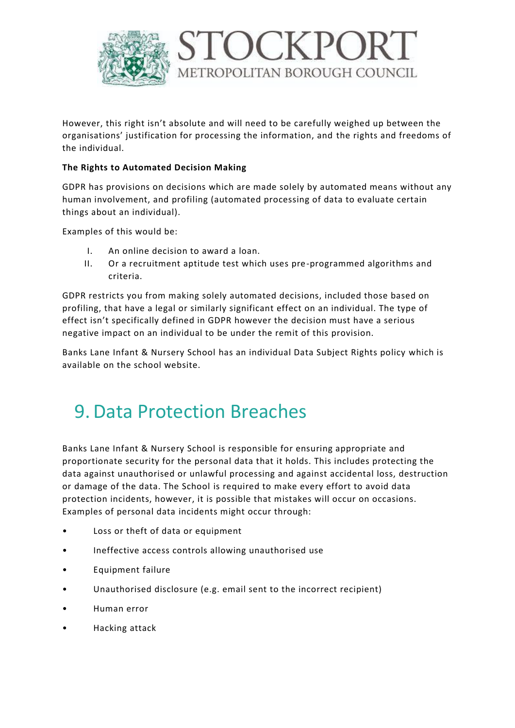However, this right isn't absolute and will need to be carefully weighed up between the organisations' justification for processing the information, and the rights and freedoms of the individual.

**The Rights to Automated Decision Making**

GDPR has provisions on decisions which are made solely by automated means without any human involvement, and profiling (automated processing of data to evaluate certain things about an individual).

Examples of this would be:

I. An online decision to award a loan.
II. Or a recruitment aptitude test which uses pre-programmed algorithms and criteria.

GDPR restricts you from making solely automated decisions, included those based on profiling, that have a legal or similarly significant effect on an individual. The type of effect isn't specifically defined in GDPR however the decision must have a serious negative impact on an individual to be under the remit of this provision.

Banks Lane Infant & Nursery School has an individual Data Subject Rights policy which is available on the school website.

# 9. Data Protection Breaches

Banks Lane Infant & Nursery School is responsible for ensuring appropriate and proportionate security for the personal data that it holds. This includes protecting the data against unauthorised or unlawful processing and against accidental loss, destruction or damage of the data. The School is required to make every effort to avoid data protection incidents, however, it is possible that mistakes will occur on occasions. Examples of personal data incidents might occur through:

- Loss or theft of data or equipment
- Ineffective access controls allowing unauthorised use
- Equipment failure
- Unauthorised disclosure (e.g. email sent to the incorrect recipient)
- Human error
- Hacking attack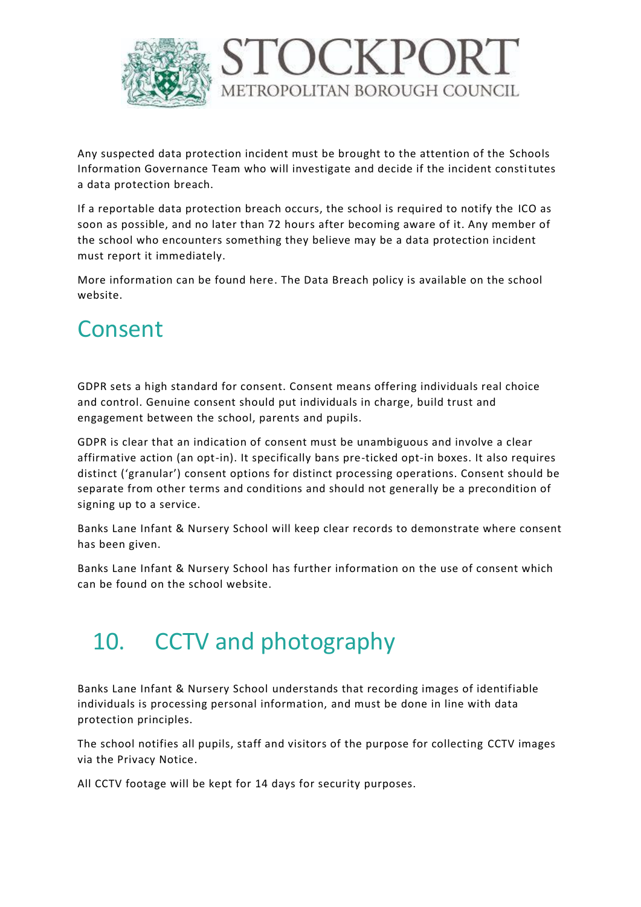Any suspected data protection incident must be brought to the attention of the Schools Information Governance Team who will investigate and decide if the incident constitutes a data protection breach.

If a reportable data protection breach occurs, the school is required to notify the ICO as soon as possible, and no later than 72 hours after becoming aware of it. Any member of the school who encounters something they believe may be a data protection incident must report it immediately.

More information can be found here. The Data Breach policy is available on the school website.

## Consent

GDPR sets a high standard for consent. Consent means offering individuals real choice and control. Genuine consent should put individuals in charge, build trust and engagement between the school, parents and pupils.

GDPR is clear that an indication of consent must be unambiguous and involve a clear affirmative action (an opt-in). It specifically bans pre-ticked opt-in boxes. It also requires distinct ('granular') consent options for distinct processing operations. Consent should be separate from other terms and conditions and should not generally be a precondition of signing up to a service.

Banks Lane Infant & Nursery School will keep clear records to demonstrate where consent has been given.

Banks Lane Infant & Nursery School has further information on the use of consent which can be found on the school website.

## 10. CCTV and photography

Banks Lane Infant & Nursery School understands that recording images of identifiable individuals is processing personal information, and must be done in line with data protection principles.

The school notifies all pupils, staff and visitors of the purpose for collecting CCTV images via the Privacy Notice.

All CCTV footage will be kept for 14 days for security purposes.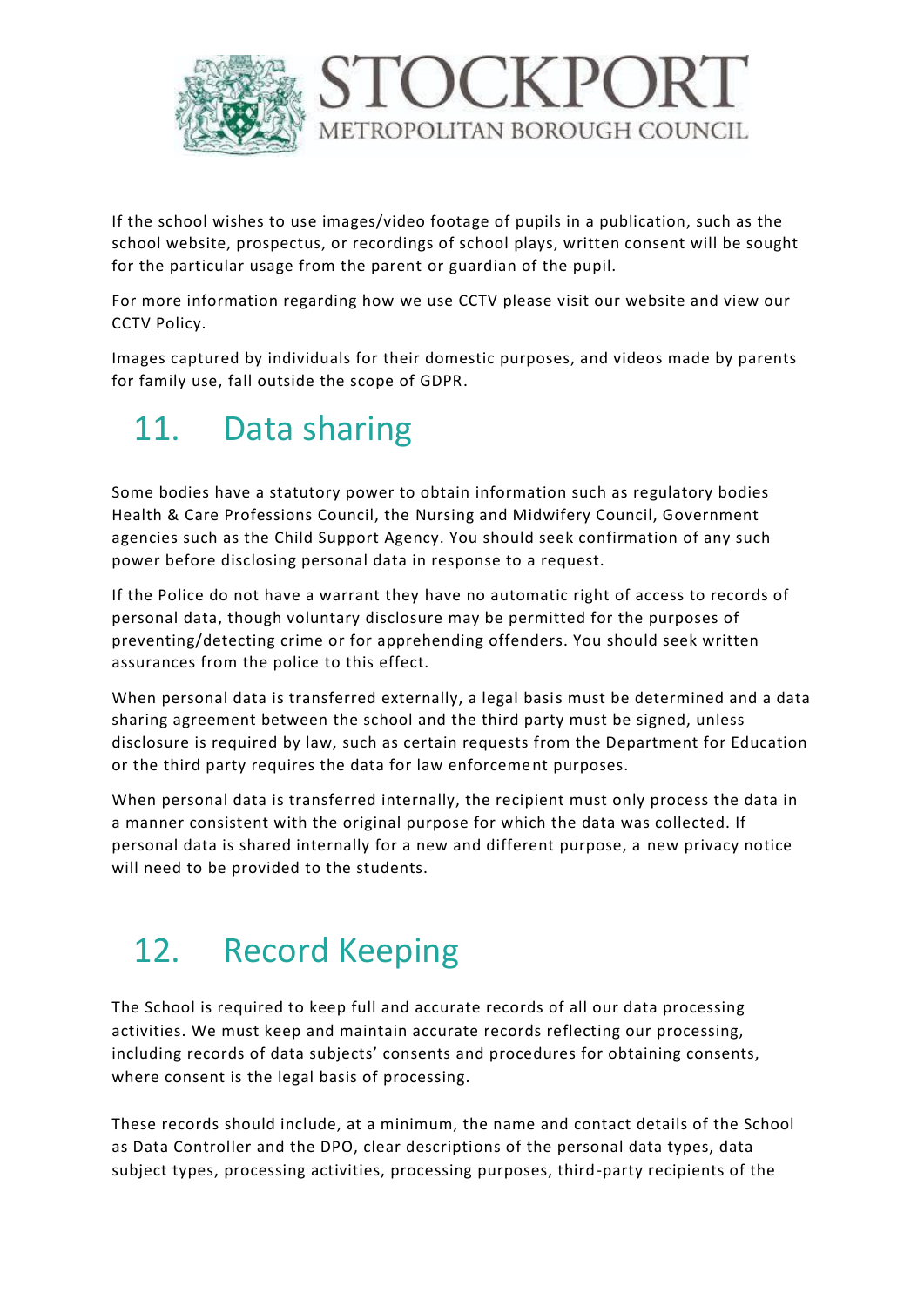If the school wishes to use images/video footage of pupils in a publication, such as the school website, prospectus, or recordings of school plays, written consent will be sought for the particular usage from the parent or guardian of the pupil.

For more information regarding how we use CCTV please visit our website and view our CCTV Policy.

Images captured by individuals for their domestic purposes, and videos made by parents for family use, fall outside the scope of GDPR.

# 11. Data sharing

Some bodies have a statutory power to obtain information such as regulatory bodies Health & Care Professions Council, the Nursing and Midwifery Council, Government agencies such as the Child Support Agency. You should seek confirmation of any such power before disclosing personal data in response to a request.

If the Police do not have a warrant they have no automatic right of access to records of personal data, though voluntary disclosure may be permitted for the purposes of preventing/detecting crime or for apprehending offenders. You should seek written assurances from the police to this effect.

When personal data is transferred externally, a legal basis must be determined and a data sharing agreement between the school and the third party must be signed, unless disclosure is required by law, such as certain requests from the Department for Education or the third party requires the data for law enforcement purposes.

When personal data is transferred internally, the recipient must only process the data in a manner consistent with the original purpose for which the data was collected. If personal data is shared internally for a new and different purpose, a new privacy notice will need to be provided to the students.

# 12. Record Keeping

The School is required to keep full and accurate records of all our data processing activities. We must keep and maintain accurate records reflecting our processing, including records of data subjects' consents and procedures for obtaining consents, where consent is the legal basis of processing.

These records should include, at a minimum, the name and contact details of the School as Data Controller and the DPO, clear descriptions of the personal data types, data subject types, processing activities, processing purposes, third-party recipients of the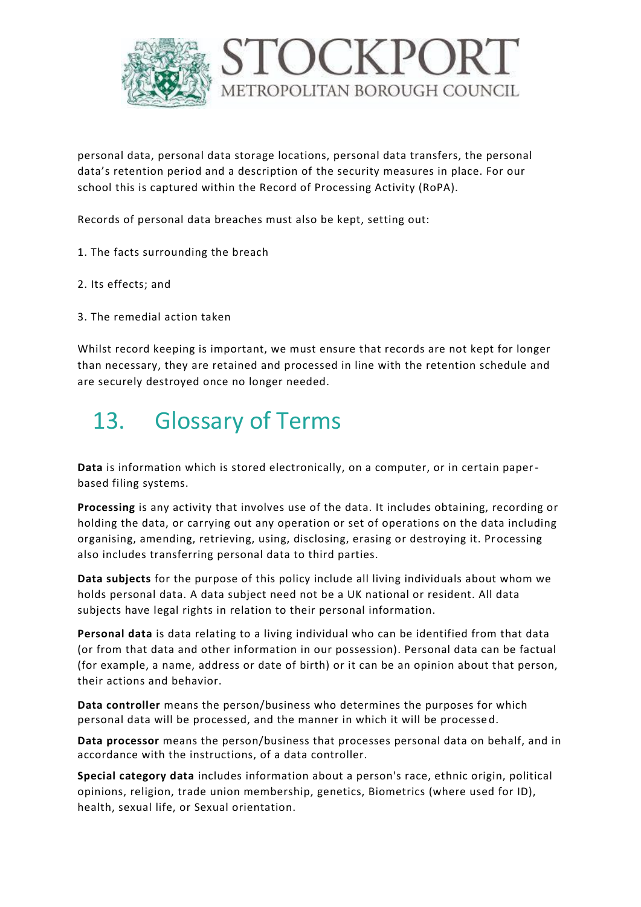personal data, personal data storage locations, personal data transfers, the personal data's retention period and a description of the security measures in place. For our school this is captured within the Record of Processing Activity (RoPA).

Records of personal data breaches must also be kept, setting out:

1. The facts surrounding the breach
2. Its effects; and
3. The remedial action taken

Whilst record keeping is important, we must ensure that records are not kept for longer than necessary, they are retained and processed in line with the retention schedule and are securely destroyed once no longer needed.

# 13. Glossary of Terms

**Data** is information which is stored electronically, on a computer, or in certain paper-based filing systems.

**Processing** is any activity that involves use of the data. It includes obtaining, recording or holding the data, or carrying out any operation or set of operations on the data including organising, amending, retrieving, using, disclosing, erasing or destroying it. Processing also includes transferring personal data to third parties.

**Data subjects** for the purpose of this policy include all living individuals about whom we holds personal data. A data subject need not be a UK national or resident. All data subjects have legal rights in relation to their personal information.

**Personal data** is data relating to a living individual who can be identified from that data (or from that data and other information in our possession). Personal data can be factual (for example, a name, address or date of birth) or it can be an opinion about that person, their actions and behavior.

**Data controller** means the person/business who determines the purposes for which personal data will be processed, and the manner in which it will be processed.

**Data processor** means the person/business that processes personal data on behalf, and in accordance with the instructions, of a data controller.

**Special category data** includes information about a person's race, ethnic origin, political opinions, religion, trade union membership, genetics, Biometrics (where used for ID), health, sexual life, or Sexual orientation.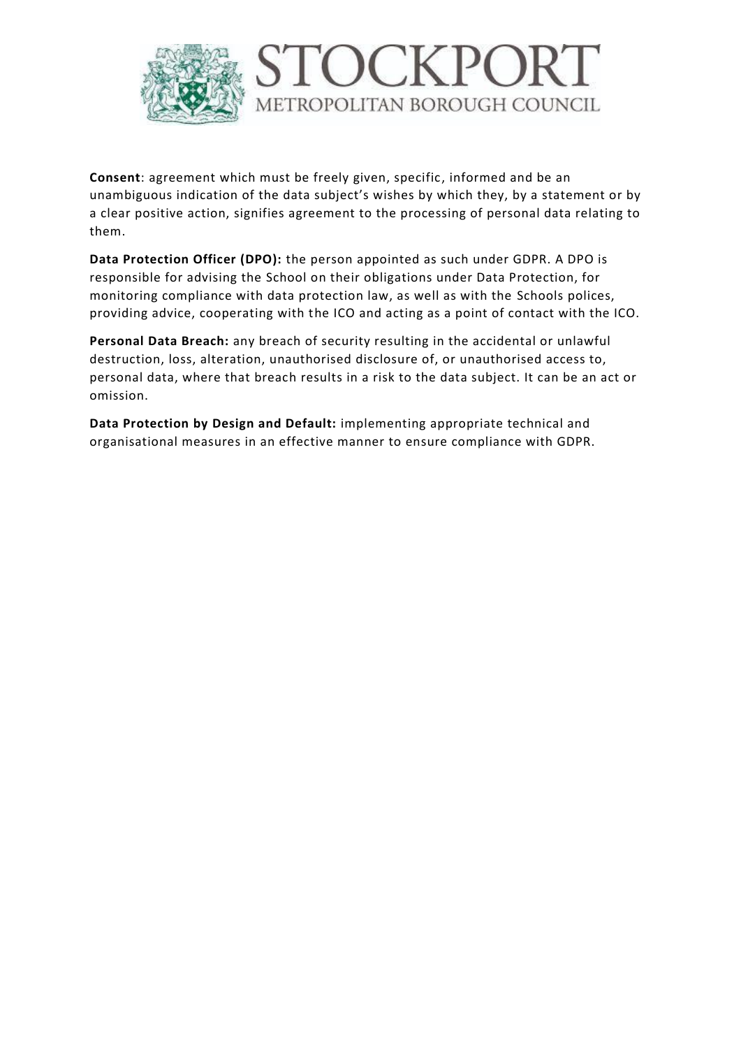**Consent**: agreement which must be freely given, specific, informed and be an unambiguous indication of the data subject's wishes by which they, by a statement or by a clear positive action, signifies agreement to the processing of personal data relating to them.

**Data Protection Officer (DPO):** the person appointed as such under GDPR. A DPO is responsible for advising the School on their obligations under Data Protection, for monitoring compliance with data protection law, as well as with the Schools polices, providing advice, cooperating with the ICO and acting as a point of contact with the ICO.

**Personal Data Breach:** any breach of security resulting in the accidental or unlawful destruction, loss, alteration, unauthorised disclosure of, or unauthorised access to, personal data, where that breach results in a risk to the data subject. It can be an act or omission.

**Data Protection by Design and Default:** implementing appropriate technical and organisational measures in an effective manner to ensure compliance with GDPR.